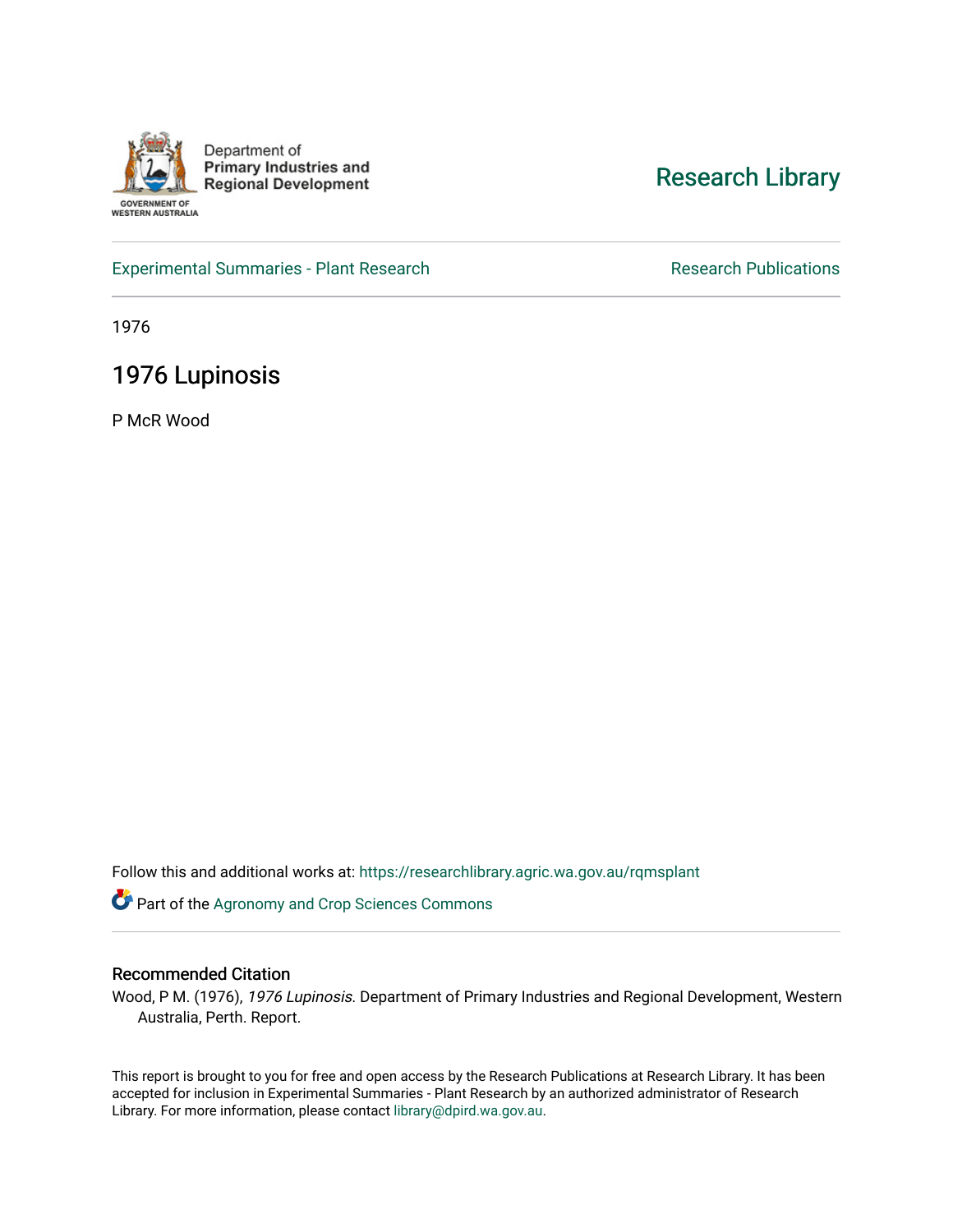Department of
**Primary Industries and Regional Development**

GOVERNMENT OF WESTERN AUSTRALIA

Research Library

Experimental Summaries - Plant Research

Research Publications

1976

# 1976 Lupinosis

P McR Wood

Follow this and additional works at: https://researchlibrary.agric.wa.gov.au/rqmsplant

Part of the Agronomy and Crop Sciences Commons

## Recommended Citation

Wood, P M. (1976), *1976 Lupinosis*. Department of Primary Industries and Regional Development, Western Australia, Perth. Report.

This report is brought to you for free and open access by the Research Publications at Research Library. It has been accepted for inclusion in Experimental Summaries - Plant Research by an authorized administrator of Research Library. For more information, please contact library@dpird.wa.gov.au.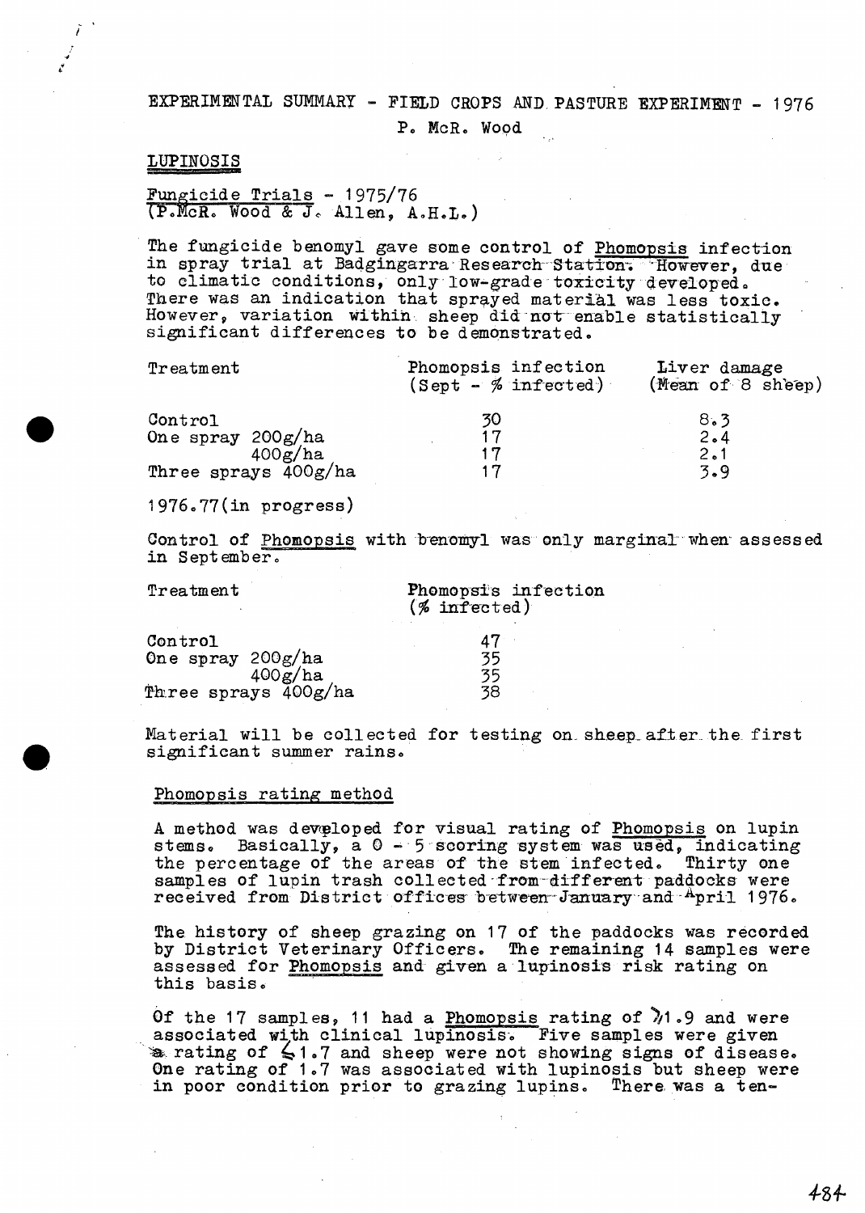EXPERIMENTAL SUMMARY - FIELD CROPS AND PASTURE EXPERIMENT - 1976

P. McR. Wood

## LUPINOSIS

### Fungicide Trials - 1975/76
(P.McR. Wood & J. Allen, A.H.L.)

The fungicide benomyl gave some control of *Phomopsis* infection in spray trial at Badgingarra Research Station. However, due to climatic conditions, only low-grade toxicity developed. There was an indication that sprayed material was less toxic. However, variation within sheep did not enable statistically significant differences to be demonstrated.

| Treatment | Phomopsis infection (Sept - % infected) | Liver damage (Mean of 8 sheep) |
|---|---|---|
| Control | 30 | 8.3 |
| One spray 200g/ha | 17 | 2.4 |
| 400g/ha | 17 | 2.1 |
| Three sprays 400g/ha | 17 | 3.9 |

1976.77(in progress)

Control of *Phomopsis* with benomyl was only marginal when assessed in September.

| Treatment | Phomopsis infection (% infected) |
|---|---|
| Control | 47 |
| One spray 200g/ha | 35 |
| 400g/ha | 35 |
| Three sprays 400g/ha | 38 |

Material will be collected for testing on sheep after the first significant summer rains.

### Phomopsis rating method

A method was developed for visual rating of *Phomopsis* on lupin stems. Basically, a 0 - 5 scoring system was used, indicating the percentage of the areas of the stem infected. Thirty one samples of lupin trash collected from different paddocks were received from District offices between January and April 1976.

The history of sheep grazing on 17 of the paddocks was recorded by District Veterinary Officers. The remaining 14 samples were assessed for *Phomopsis* and given a lupinosis risk rating on this basis.

Of the 17 samples, 11 had a *Phomopsis* rating of $\geq 1.9$ and were associated with clinical lupinosis. Five samples were given a rating of $\leq 1.7$ and sheep were not showing signs of disease. One rating of 1.7 was associated with lupinosis but sheep were in poor condition prior to grazing lupins. There was a ten-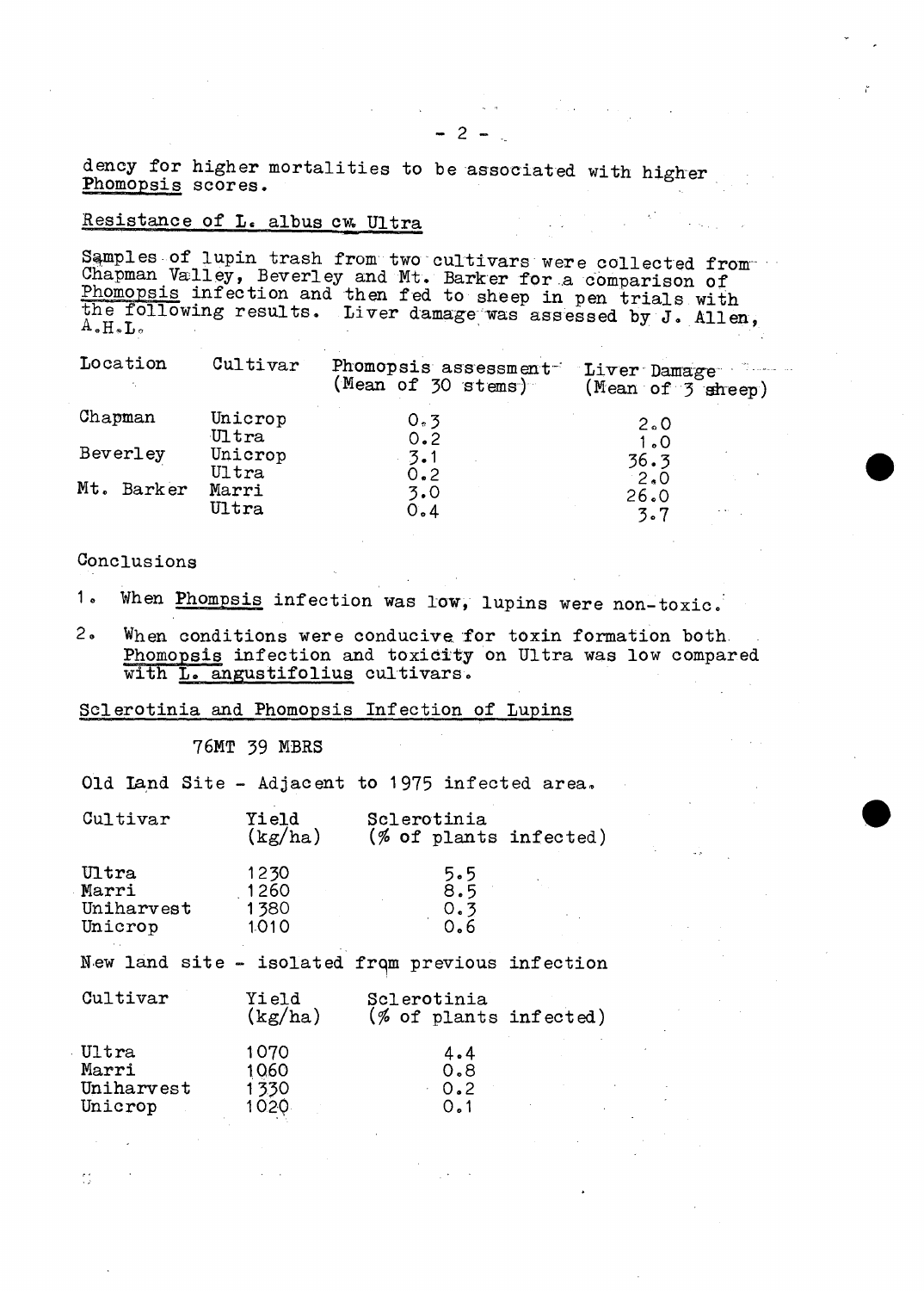dency for higher mortalities to be associated with higher <u>Phomopsis</u> scores.

## Resistance of L. albus cv. Ultra

Samples of lupin trash from two cultivars were collected from Chapman Valley, Beverley and Mt. Barker for a comparison of <u>Phomopsis</u> infection and then fed to sheep in pen trials with the following results. Liver damage was assessed by J. Allen, A.H.L.

| Location | Cultivar | Phomopsis assessment (Mean of 30 stems) | Liver Damage (Mean of 3 sheep) |
|---|---|---|---|
| Chapman | Unicrop | 0.3 | 2.0 |
| | Ultra | 0.2 | 1.0 |
| Beverley | Unicrop | 3.1 | 36.3 |
| | Ultra | 0.2 | 2.0 |
| Mt. Barker | Marri | 3.0 | 26.0 |
| | Ultra | 0.4 | 3.7 |

Conclusions

1. When <u>Phompsis</u> infection was low, lupins were non-toxic.
2. When conditions were conducive for toxin formation both <u>Phomopsis</u> infection and toxicity on Ultra was low compared with <u>L. angustifolius</u> cultivars.

## Sclerotinia and Phomopsis Infection of Lupins

76MT 39 MBRS

Old Land Site - Adjacent to 1975 infected area.

| Cultivar | Yield (kg/ha) | Sclerotinia (% of plants infected) |
|---|---|---|
| Ultra | 1230 | 5.5 |
| Marri | 1260 | 8.5 |
| Uniharvest | 1380 | 0.3 |
| Unicrop | 1010 | 0.6 |

New land site - isolated from previous infection

| Cultivar | Yield (kg/ha) | Sclerotinia (% of plants infected) |
|---|---|---|
| Ultra | 1070 | 4.4 |
| Marri | 1060 | 0.8 |
| Uniharvest | 1330 | 0.2 |
| Unicrop | 1020 | 0.1 |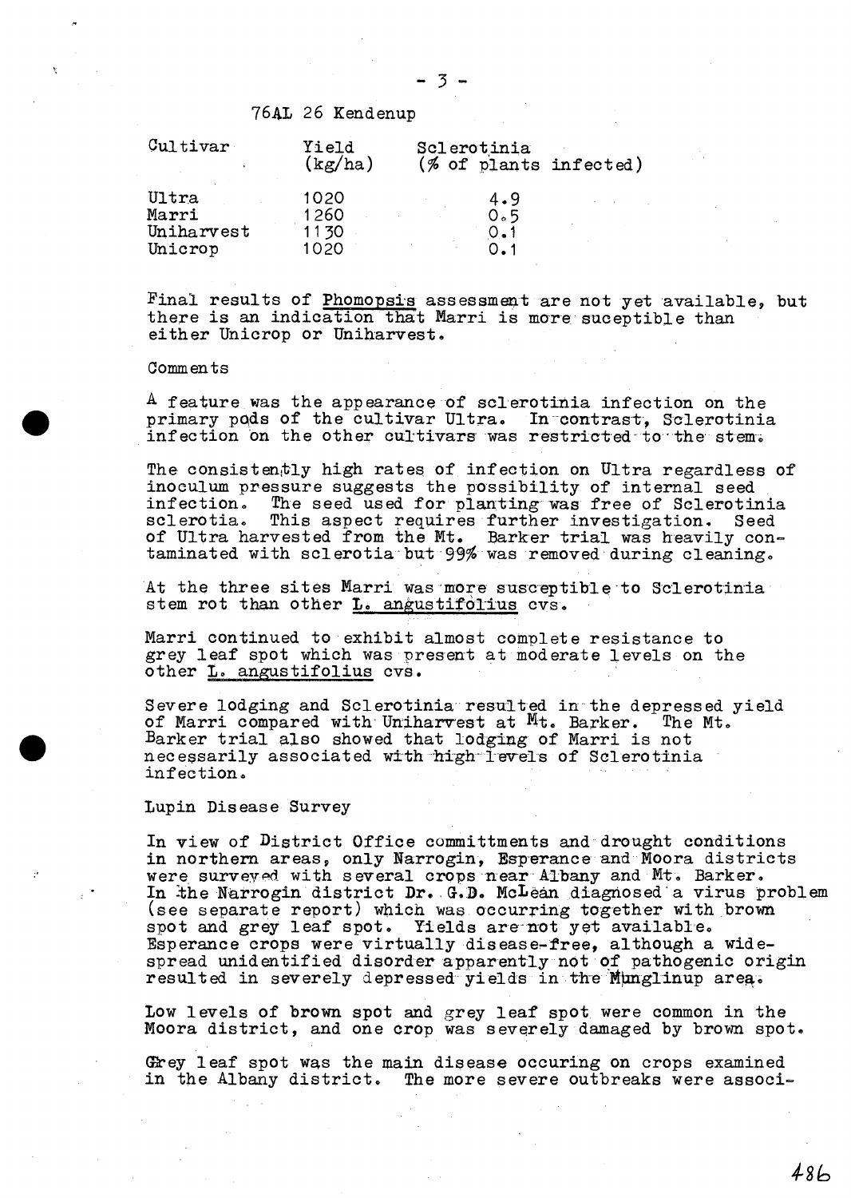76AL 26 Kendenup

| Cultivar | Yield (kg/ha) | Sclerotinia (% of plants infected) |
|---|---|---|
| Ultra | 1020 | 4.9 |
| Marri | 1260 | 0.5 |
| Uniharvest | 1130 | 0.1 |
| Unicrop | 1020 | 0.1 |

Final results of Phomopsis assessment are not yet available, but there is an indication that Marri is more suceptible than either Unicrop or Uniharvest.

Comments

A feature was the appearance of sclerotinia infection on the primary pods of the cultivar Ultra. In contrast, Sclerotinia infection on the other cultivars was restricted to the stem.

The consistently high rates of infection on Ultra regardless of inoculum pressure suggests the possibility of internal seed infection. The seed used for planting was free of Sclerotinia sclerotia. This aspect requires further investigation. Seed of Ultra harvested from the Mt. Barker trial was heavily contaminated with sclerotia but 99% was removed during cleaning.

At the three sites Marri was more susceptible to Sclerotinia stem rot than other L. angustifolius cvs.

Marri continued to exhibit almost complete resistance to grey leaf spot which was present at moderate levels on the other L. angustifolius cvs.

Severe lodging and Sclerotinia resulted in the depressed yield of Marri compared with Uniharvest at Mt. Barker. The Mt. Barker trial also showed that lodging of Marri is not necessarily associated with high levels of Sclerotinia infection.

Lupin Disease Survey

In view of District Office committments and drought conditions in northern areas, only Narrogin, Esperance and Moora districts were surveyed with several crops near Albany and Mt. Barker. In the Narrogin district Dr. G.D. McLean diagnosed a virus problem (see separate report) which was occurring together with brown spot and grey leaf spot. Yields are not yet available. Esperance crops were virtually disease-free, although a widespread unidentified disorder apparently not of pathogenic origin resulted in severely depressed yields in the Munglinup area.

Low levels of brown spot and grey leaf spot were common in the Moora district, and one crop was severely damaged by brown spot.

Grey leaf spot was the main disease occuring on crops examined in the Albany district. The more severe outbreaks were associ-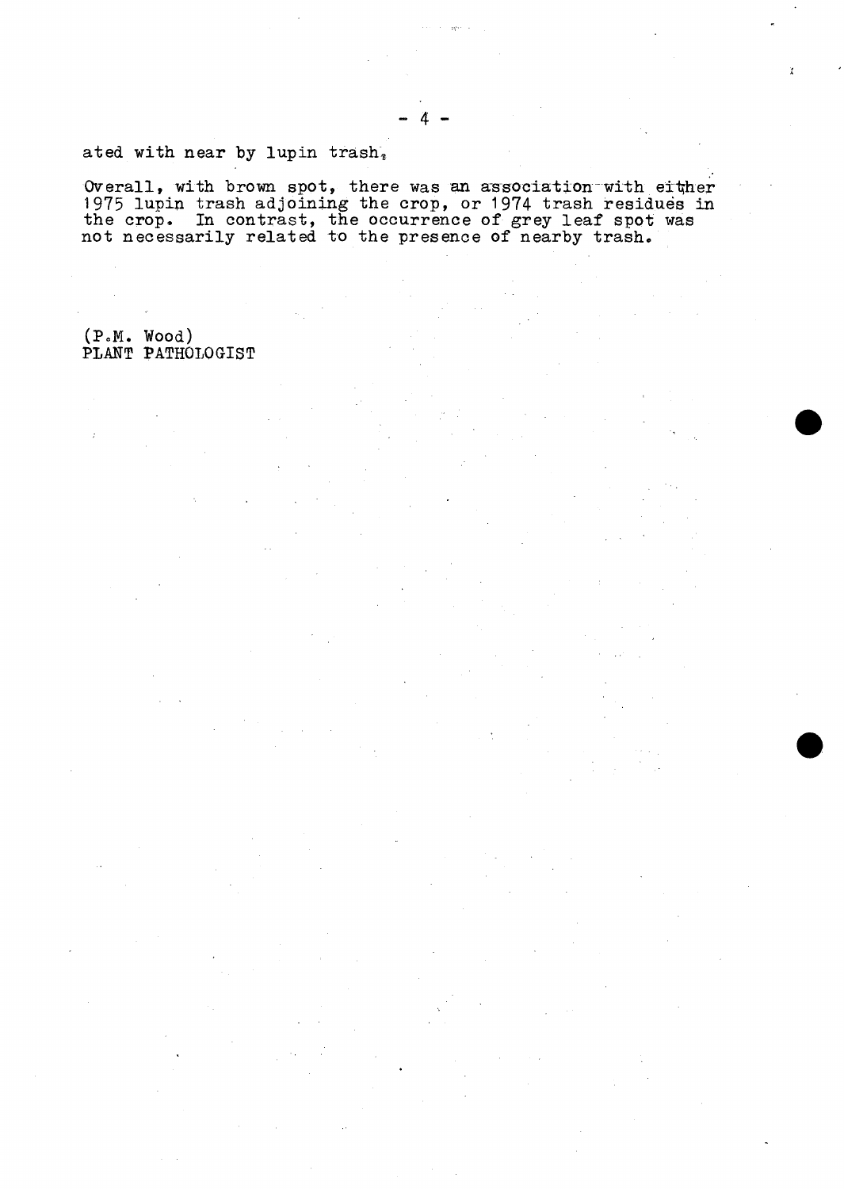ated with near by lupin trash.

Overall, with brown spot, there was an association with either 1975 lupin trash adjoining the crop, or 1974 trash residues in the crop. In contrast, the occurrence of grey leaf spot was not necessarily related to the presence of nearby trash.

(P.M. Wood)
PLANT PATHOLOGIST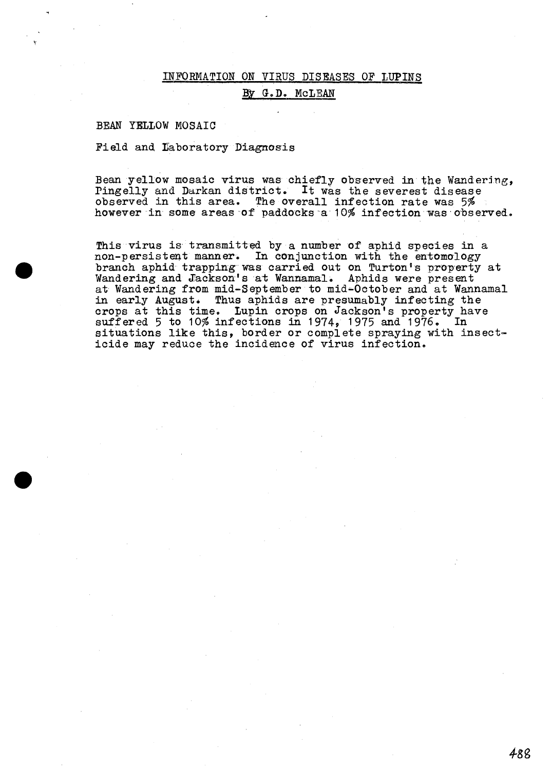# INFORMATION ON VIRUS DISEASES OF LUPINS

By G.D. McLEAN

## BEAN YELLOW MOSAIC

### Field and Laboratory Diagnosis

Bean yellow mosaic virus was chiefly observed in the Wandering, Pingelly and Darkan district. It was the severest disease observed in this area. The overall infection rate was 5% however in some areas of paddocks a 10% infection was observed.

This virus is transmitted by a number of aphid species in a non-persistent manner. In conjunction with the entomology branch aphid trapping was carried out on Turton's property at Wandering and Jackson's at Wannamal. Aphids were present at Wandering from mid-September to mid-October and at Wannamal in early August. Thus aphids are presumably infecting the crops at this time. Lupin crops on Jackson's property have suffered 5 to 10% infections in 1974, 1975 and 1976. In situations like this, border or complete spraying with insecticide may reduce the incidence of virus infection.